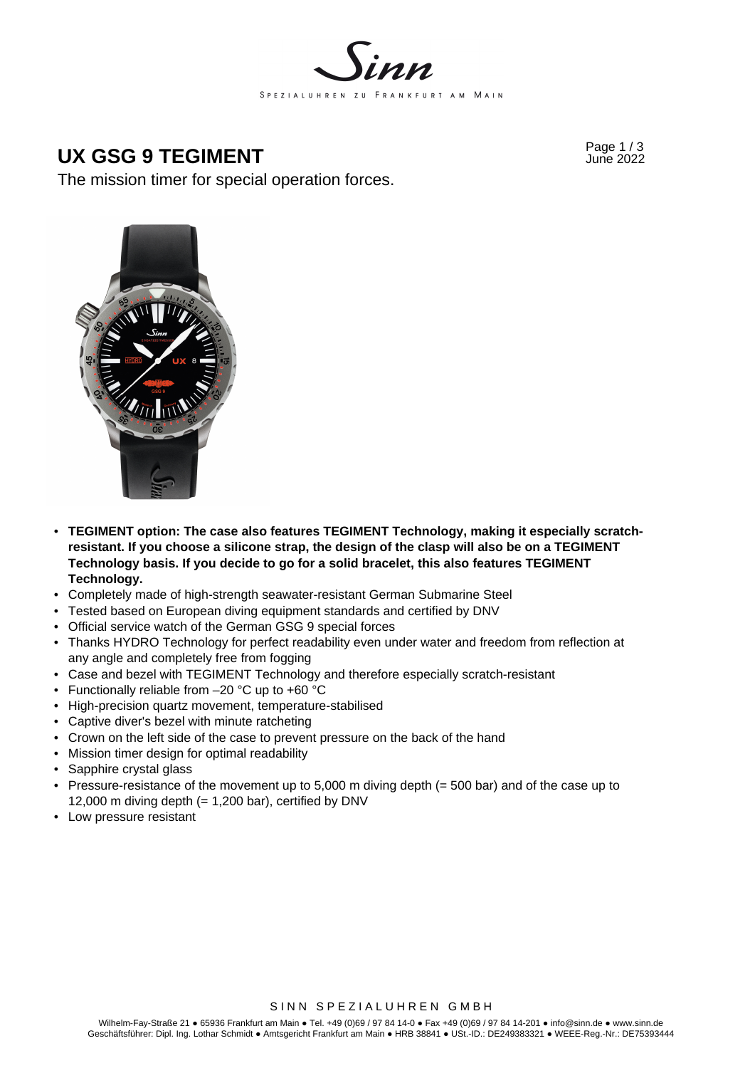# UX GSG 9 TEGIMENT

The mission timer for special operation forces.

- **TEGIMENT option: The case also features TEGIMENT Technology, making it especially scratch-resistant. If you choose a silicone strap, the design of the clasp will also be on a TEGIMENT Technology basis. If you decide to go for a solid bracelet, this also features TEGIMENT Technology.**
- Completely made of high-strength seawater-resistant German Submarine Steel
- Tested based on European diving equipment standards and certified by DNV
- Official service watch of the German GSG 9 special forces
- Thanks HYDRO Technology for perfect readability even under water and freedom from reflection at any angle and completely free from fogging
- Case and bezel with TEGIMENT Technology and therefore especially scratch-resistant
- Functionally reliable from –20 °C up to +60 °C
- High-precision quartz movement, temperature-stabilised
- Captive diver's bezel with minute ratcheting
- Crown on the left side of the case to prevent pressure on the back of the hand
- Mission timer design for optimal readability
- Sapphire crystal glass
- Pressure-resistance of the movement up to 5,000 m diving depth (= 500 bar) and of the case up to 12,000 m diving depth (= 1,200 bar), certified by DNV
- Low pressure resistant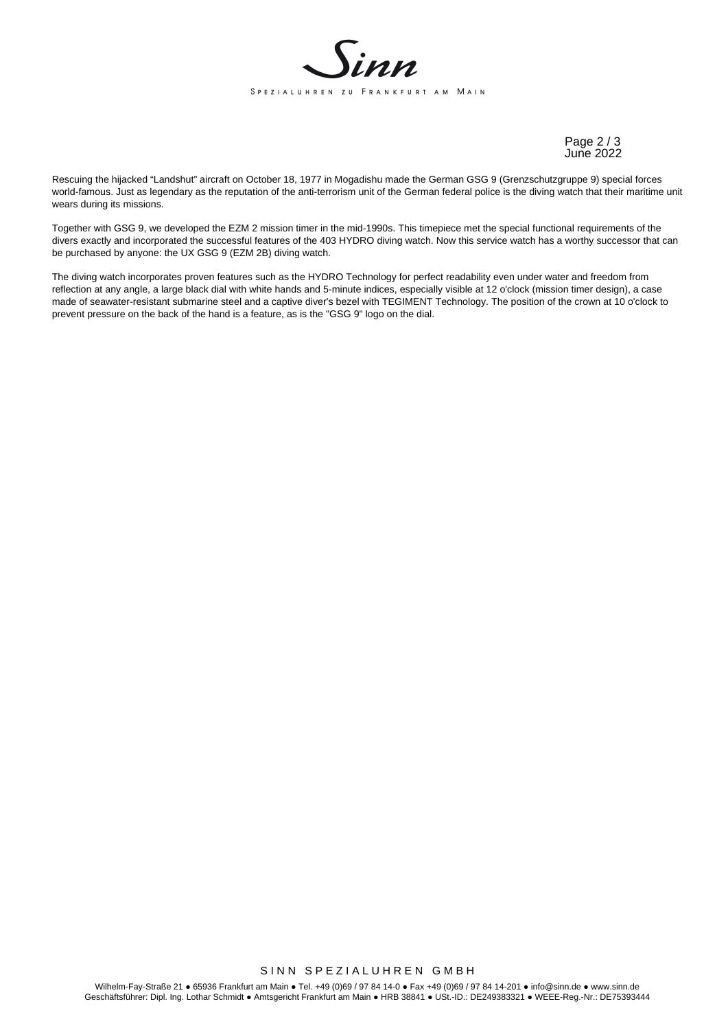Rescuing the hijacked “Landshut” aircraft on October 18, 1977 in Mogadishu made the German GSG 9 (Grenzschutzgruppe 9) special forces world-famous. Just as legendary as the reputation of the anti-terrorism unit of the German federal police is the diving watch that their maritime unit wears during its missions.

Together with GSG 9, we developed the EZM 2 mission timer in the mid-1990s. This timepiece met the special functional requirements of the divers exactly and incorporated the successful features of the 403 HYDRO diving watch. Now this service watch has a worthy successor that can be purchased by anyone: the UX GSG 9 (EZM 2B) diving watch.

The diving watch incorporates proven features such as the HYDRO Technology for perfect readability even under water and freedom from reflection at any angle, a large black dial with white hands and 5-minute indices, especially visible at 12 o'clock (mission timer design), a case made of seawater-resistant submarine steel and a captive diver's bezel with TEGIMENT Technology. The position of the crown at 10 o'clock to prevent pressure on the back of the hand is a feature, as is the "GSG 9" logo on the dial.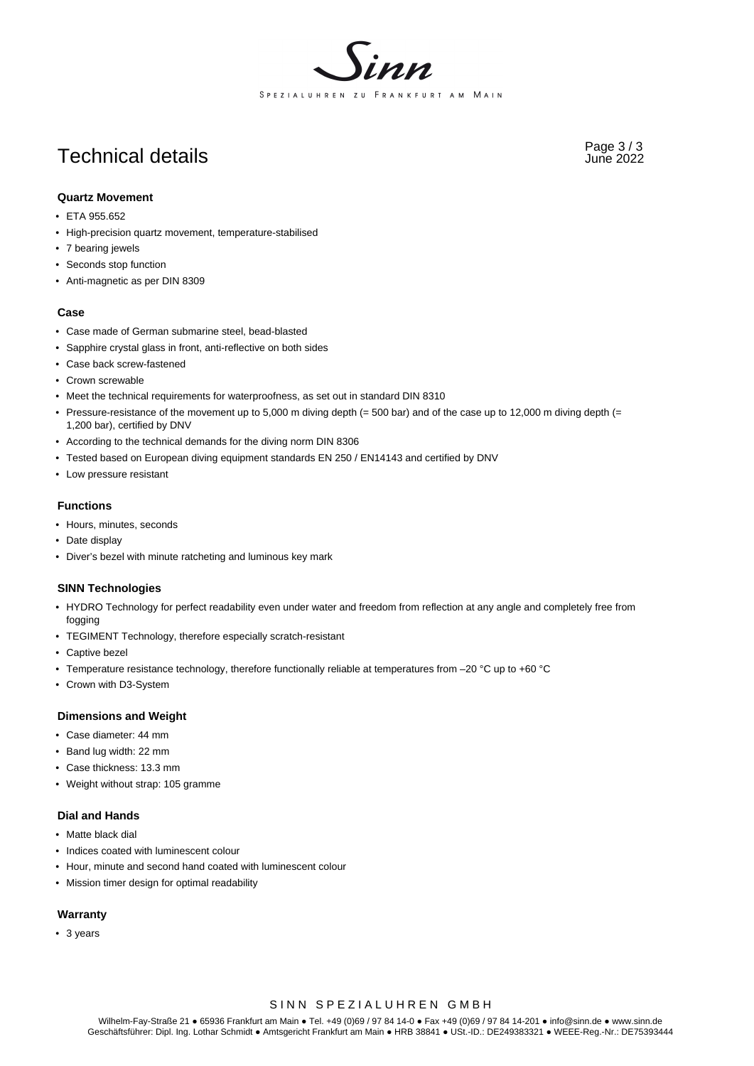# Technical details

### Quartz Movement

- ETA 955.652
- High-precision quartz movement, temperature-stabilised
- 7 bearing jewels
- Seconds stop function
- Anti-magnetic as per DIN 8309

### Case

- Case made of German submarine steel, bead-blasted
- Sapphire crystal glass in front, anti-reflective on both sides
- Case back screw-fastened
- Crown screwable
- Meet the technical requirements for waterproofness, as set out in standard DIN 8310
- Pressure-resistance of the movement up to 5,000 m diving depth (= 500 bar) and of the case up to 12,000 m diving depth (= 1,200 bar), certified by DNV
- According to the technical demands for the diving norm DIN 8306
- Tested based on European diving equipment standards EN 250 / EN14143 and certified by DNV
- Low pressure resistant

### Functions

- Hours, minutes, seconds
- Date display
- Diver's bezel with minute ratcheting and luminous key mark

### SINN Technologies

- HYDRO Technology for perfect readability even under water and freedom from reflection at any angle and completely free from fogging
- TEGIMENT Technology, therefore especially scratch-resistant
- Captive bezel
- Temperature resistance technology, therefore functionally reliable at temperatures from –20 °C up to +60 °C
- Crown with D3-System

### Dimensions and Weight

- Case diameter: 44 mm
- Band lug width: 22 mm
- Case thickness: 13.3 mm
- Weight without strap: 105 gramme

### Dial and Hands

- Matte black dial
- Indices coated with luminescent colour
- Hour, minute and second hand coated with luminescent colour
- Mission timer design for optimal readability

### Warranty

- 3 years